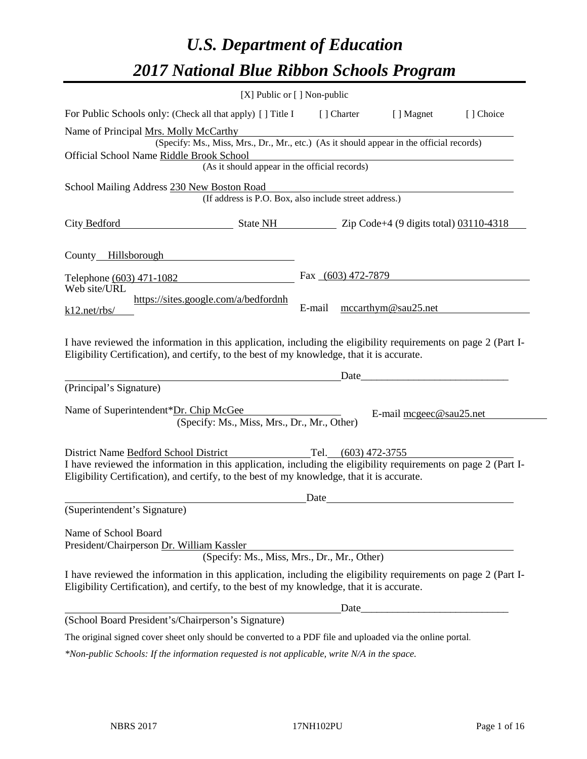# *U.S. Department of Education*
# *2017 National Blue Ribbon Schools Program*

[X] Public or [ ] Non-public

For Public Schools only: (Check all that apply) [ ] Title I [ ] Charter [ ] Magnet [ ] Choice

Name of Principal Mrs. Molly McCarthy
(Specify: Ms., Miss, Mrs., Dr., Mr., etc.) (As it should appear in the official records)

Official School Name Riddle Brook School
(As it should appear in the official records)

School Mailing Address 230 New Boston Road
(If address is P.O. Box, also include street address.)

City Bedford State NH Zip Code+4 (9 digits total) 03110-4318

County Hillsborough

Telephone (603) 471-1082 Fax (603) 472-7879

Web site/URL https://sites.google.com/a/bedfordnhk12.net/rbs/ E-mail mccarthym@sau25.net

I have reviewed the information in this application, including the eligibility requirements on page 2 (Part I-Eligibility Certification), and certify, to the best of my knowledge, that it is accurate.

Date_____________________________

(Principal's Signature)

Name of Superintendent*Dr. Chip McGee E-mail mcgeec@sau25.net
(Specify: Ms., Miss, Mrs., Dr., Mr., Other)

District Name Bedford School District Tel. (603) 472-3755

I have reviewed the information in this application, including the eligibility requirements on page 2 (Part I-Eligibility Certification), and certify, to the best of my knowledge, that it is accurate.

Date

(Superintendent's Signature)

Name of School Board
President/Chairperson Dr. William Kassler
(Specify: Ms., Miss, Mrs., Dr., Mr., Other)

I have reviewed the information in this application, including the eligibility requirements on page 2 (Part I-Eligibility Certification), and certify, to the best of my knowledge, that it is accurate.

Date_____________________________

(School Board President's/Chairperson's Signature)

The original signed cover sheet only should be converted to a PDF file and uploaded via the online portal.

*\*Non-public Schools: If the information requested is not applicable, write N/A in the space.*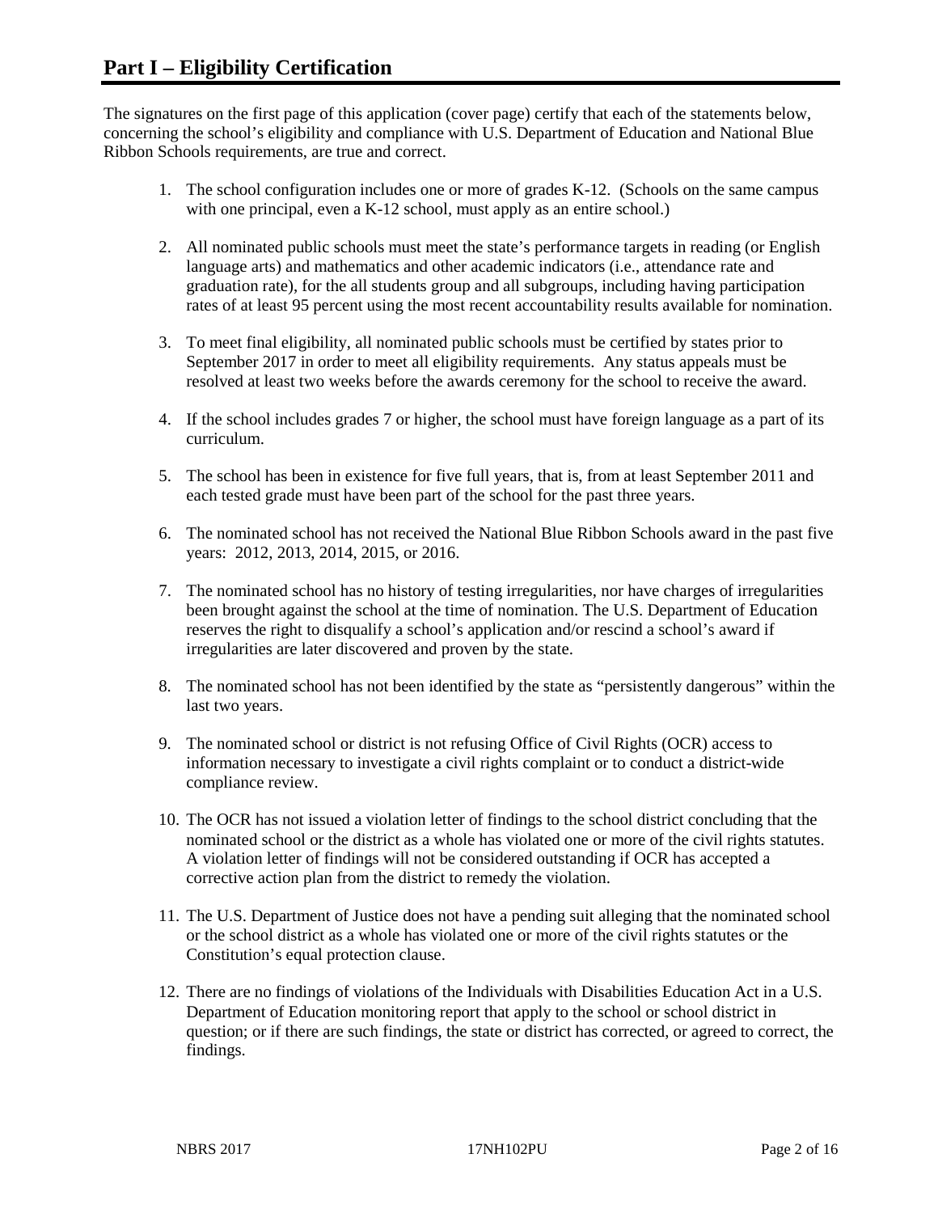# Part I – Eligibility Certification

The signatures on the first page of this application (cover page) certify that each of the statements below, concerning the school's eligibility and compliance with U.S. Department of Education and National Blue Ribbon Schools requirements, are true and correct.

1. The school configuration includes one or more of grades K-12. (Schools on the same campus with one principal, even a K-12 school, must apply as an entire school.)

2. All nominated public schools must meet the state's performance targets in reading (or English language arts) and mathematics and other academic indicators (i.e., attendance rate and graduation rate), for the all students group and all subgroups, including having participation rates of at least 95 percent using the most recent accountability results available for nomination.

3. To meet final eligibility, all nominated public schools must be certified by states prior to September 2017 in order to meet all eligibility requirements. Any status appeals must be resolved at least two weeks before the awards ceremony for the school to receive the award.

4. If the school includes grades 7 or higher, the school must have foreign language as a part of its curriculum.

5. The school has been in existence for five full years, that is, from at least September 2011 and each tested grade must have been part of the school for the past three years.

6. The nominated school has not received the National Blue Ribbon Schools award in the past five years: 2012, 2013, 2014, 2015, or 2016.

7. The nominated school has no history of testing irregularities, nor have charges of irregularities been brought against the school at the time of nomination. The U.S. Department of Education reserves the right to disqualify a school's application and/or rescind a school's award if irregularities are later discovered and proven by the state.

8. The nominated school has not been identified by the state as "persistently dangerous" within the last two years.

9. The nominated school or district is not refusing Office of Civil Rights (OCR) access to information necessary to investigate a civil rights complaint or to conduct a district-wide compliance review.

10. The OCR has not issued a violation letter of findings to the school district concluding that the nominated school or the district as a whole has violated one or more of the civil rights statutes. A violation letter of findings will not be considered outstanding if OCR has accepted a corrective action plan from the district to remedy the violation.

11. The U.S. Department of Justice does not have a pending suit alleging that the nominated school or the school district as a whole has violated one or more of the civil rights statutes or the Constitution's equal protection clause.

12. There are no findings of violations of the Individuals with Disabilities Education Act in a U.S. Department of Education monitoring report that apply to the school or school district in question; or if there are such findings, the state or district has corrected, or agreed to correct, the findings.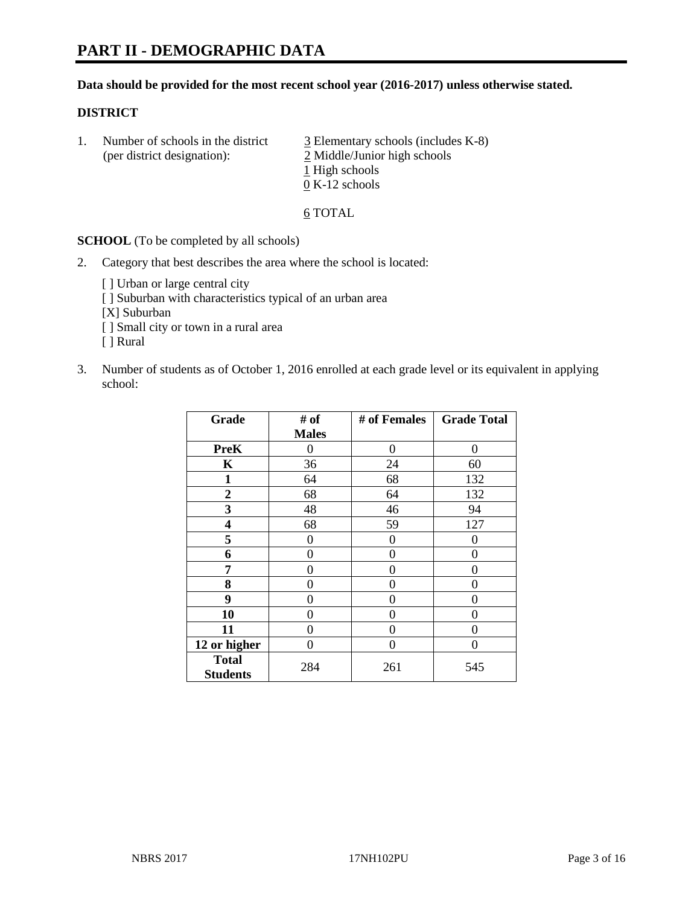# PART II - DEMOGRAPHIC DATA

**Data should be provided for the most recent school year (2016-2017) unless otherwise stated.**

**DISTRICT**

1. Number of schools in the district (per district designation):
   3 Elementary schools (includes K-8)
   2 Middle/Junior high schools
   1 High schools
   0 K-12 schools

   6 TOTAL

**SCHOOL** (To be completed by all schools)

2. Category that best describes the area where the school is located:

   [ ] Urban or large central city
   [ ] Suburban with characteristics typical of an urban area
   [X] Suburban
   [ ] Small city or town in a rural area
   [ ] Rural

3. Number of students as of October 1, 2016 enrolled at each grade level or its equivalent in applying school:

| Grade | # of Males | # of Females | Grade Total |
|---|---|---|---|
| **PreK** | 0 | 0 | 0 |
| **K** | 36 | 24 | 60 |
| **1** | 64 | 68 | 132 |
| **2** | 68 | 64 | 132 |
| **3** | 48 | 46 | 94 |
| **4** | 68 | 59 | 127 |
| **5** | 0 | 0 | 0 |
| **6** | 0 | 0 | 0 |
| **7** | 0 | 0 | 0 |
| **8** | 0 | 0 | 0 |
| **9** | 0 | 0 | 0 |
| **10** | 0 | 0 | 0 |
| **11** | 0 | 0 | 0 |
| **12 or higher** | 0 | 0 | 0 |
| **Total Students** | 284 | 261 | 545 |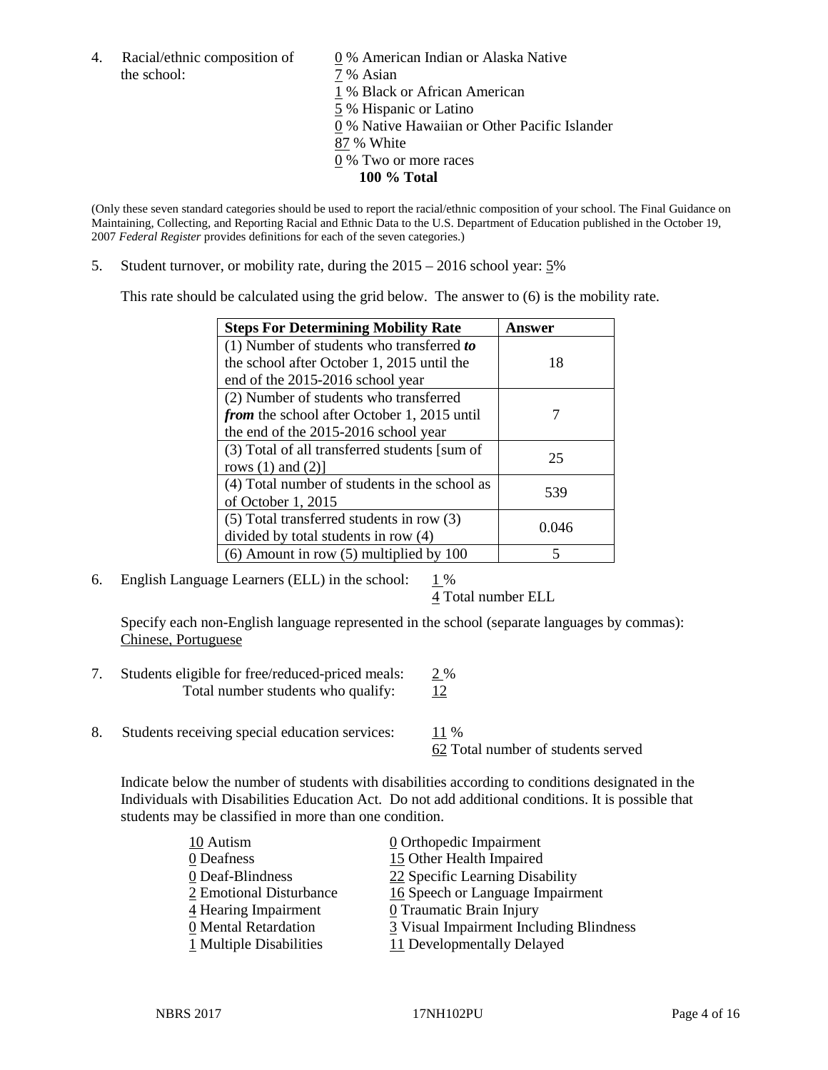4. Racial/ethnic composition of the school:

0 % American Indian or Alaska Native
7 % Asian
1 % Black or African American
5 % Hispanic or Latino
0 % Native Hawaiian or Other Pacific Islander
87 % White
0 % Two or more races
**100 % Total**

(Only these seven standard categories should be used to report the racial/ethnic composition of your school. The Final Guidance on Maintaining, Collecting, and Reporting Racial and Ethnic Data to the U.S. Department of Education published in the October 19, 2007 *Federal Register* provides definitions for each of the seven categories.)

5. Student turnover, or mobility rate, during the 2015 – 2016 school year: 5%

This rate should be calculated using the grid below. The answer to (6) is the mobility rate.

| **Steps For Determining Mobility Rate** | **Answer** |
|---|---|
| (1) Number of students who transferred ***to*** the school after October 1, 2015 until the end of the 2015-2016 school year | 18 |
| (2) Number of students who transferred ***from*** the school after October 1, 2015 until the end of the 2015-2016 school year | 7 |
| (3) Total of all transferred students [sum of rows (1) and (2)] | 25 |
| (4) Total number of students in the school as of October 1, 2015 | 539 |
| (5) Total transferred students in row (3) divided by total students in row (4) | 0.046 |
| (6) Amount in row (5) multiplied by 100 | 5 |

6. English Language Learners (ELL) in the school: 1 %
4 Total number ELL

Specify each non-English language represented in the school (separate languages by commas):
Chinese, Portuguese

7. Students eligible for free/reduced-priced meals: 2 %
Total number students who qualify: 12

8. Students receiving special education services: 11 %
62 Total number of students served

Indicate below the number of students with disabilities according to conditions designated in the Individuals with Disabilities Education Act. Do not add additional conditions. It is possible that students may be classified in more than one condition.

10 Autism
0 Deafness
0 Deaf-Blindness
2 Emotional Disturbance
4 Hearing Impairment
0 Mental Retardation
1 Multiple Disabilities
0 Orthopedic Impairment
15 Other Health Impaired
22 Specific Learning Disability
16 Speech or Language Impairment
0 Traumatic Brain Injury
3 Visual Impairment Including Blindness
11 Developmentally Delayed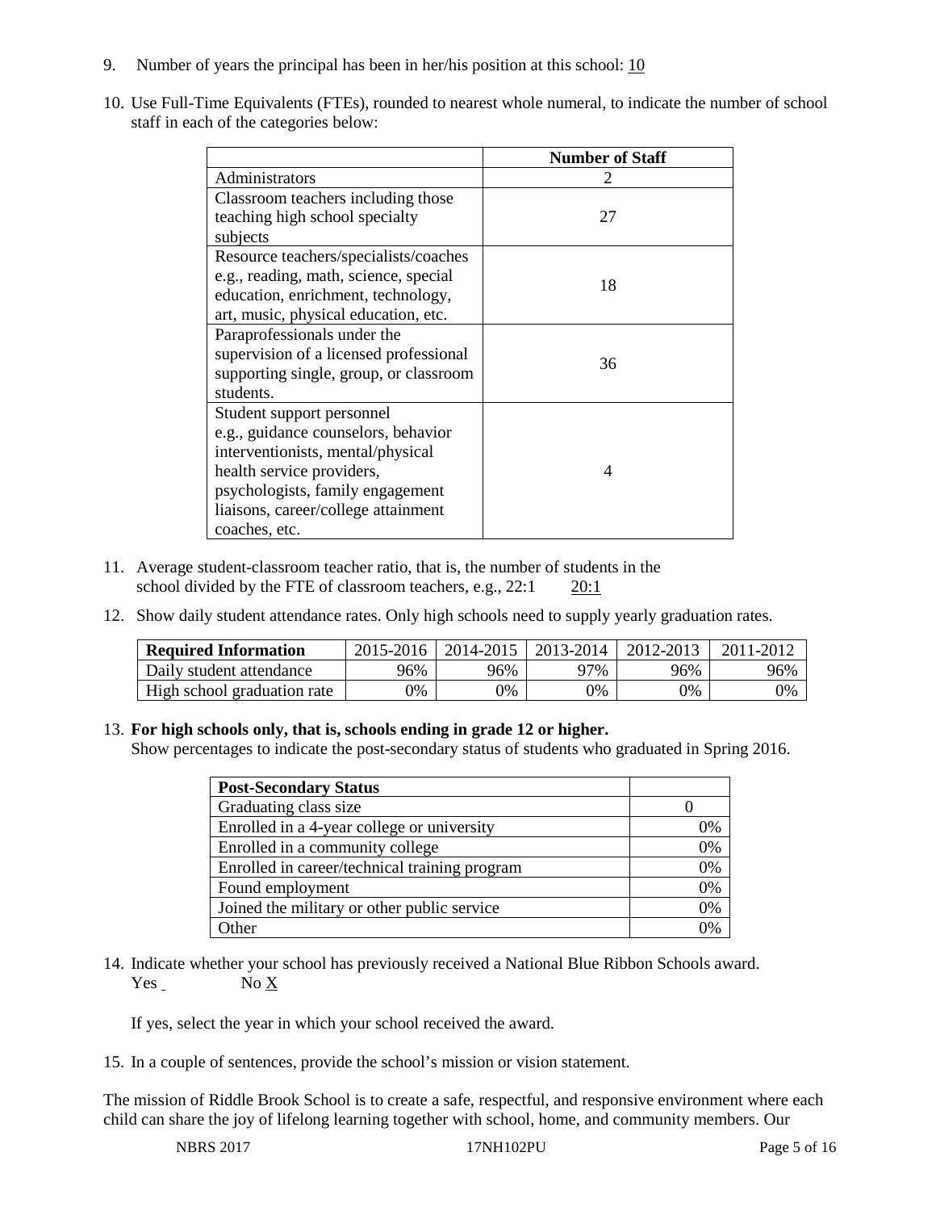9. Number of years the principal has been in her/his position at this school: 10

10. Use Full-Time Equivalents (FTEs), rounded to nearest whole numeral, to indicate the number of school staff in each of the categories below:

| | Number of Staff |
|---|---|
| Administrators | 2 |
| Classroom teachers including those teaching high school specialty subjects | 27 |
| Resource teachers/specialists/coaches e.g., reading, math, science, special education, enrichment, technology, art, music, physical education, etc. | 18 |
| Paraprofessionals under the supervision of a licensed professional supporting single, group, or classroom students. | 36 |
| Student support personnel e.g., guidance counselors, behavior interventionists, mental/physical health service providers, psychologists, family engagement liaisons, career/college attainment coaches, etc. | 4 |

11. Average student-classroom teacher ratio, that is, the number of students in the school divided by the FTE of classroom teachers, e.g., 22:1 20:1

12. Show daily student attendance rates. Only high schools need to supply yearly graduation rates.

| Required Information | 2015-2016 | 2014-2015 | 2013-2014 | 2012-2013 | 2011-2012 |
|---|---|---|---|---|---|
| Daily student attendance | 96% | 96% | 97% | 96% | 96% |
| High school graduation rate | 0% | 0% | 0% | 0% | 0% |

13. **For high schools only, that is, schools ending in grade 12 or higher.**
Show percentages to indicate the post-secondary status of students who graduated in Spring 2016.

| Post-Secondary Status | |
|---|---|
| Graduating class size | 0 |
| Enrolled in a 4-year college or university | 0% |
| Enrolled in a community college | 0% |
| Enrolled in career/technical training program | 0% |
| Found employment | 0% |
| Joined the military or other public service | 0% |
| Other | 0% |

14. Indicate whether your school has previously received a National Blue Ribbon Schools award.
Yes ___ No X

If yes, select the year in which your school received the award.

15. In a couple of sentences, provide the school's mission or vision statement.

The mission of Riddle Brook School is to create a safe, respectful, and responsive environment where each child can share the joy of lifelong learning together with school, home, and community members. Our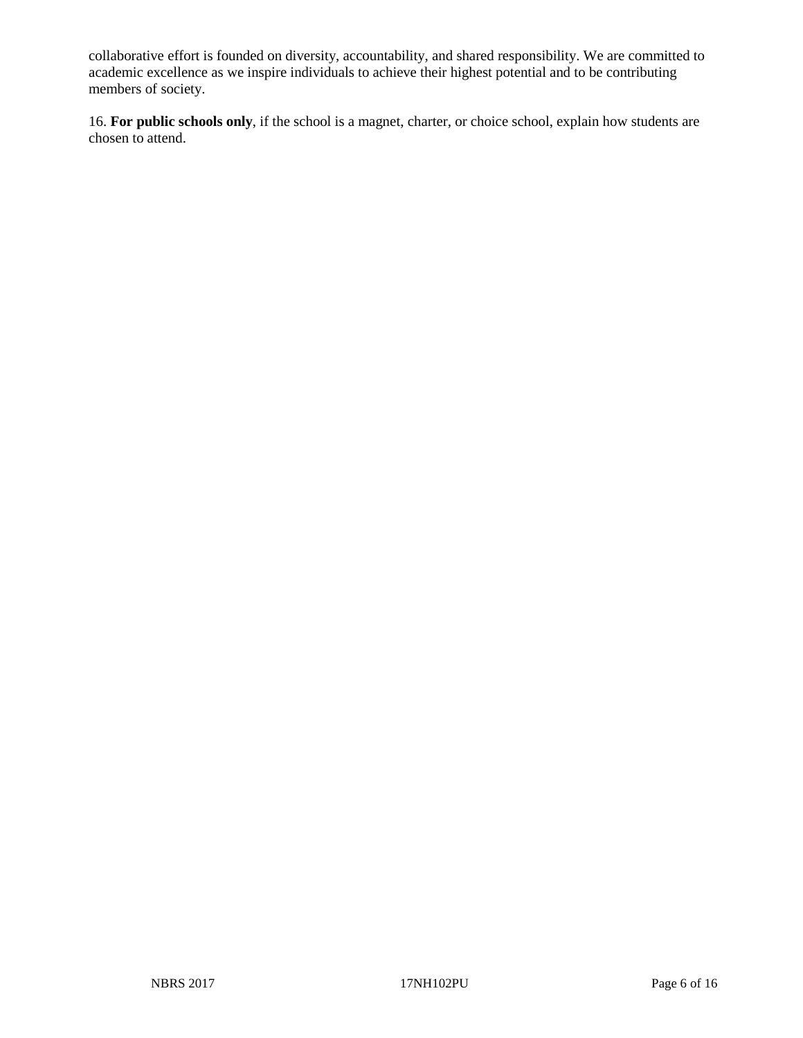collaborative effort is founded on diversity, accountability, and shared responsibility. We are committed to academic excellence as we inspire individuals to achieve their highest potential and to be contributing members of society.

16. **For public schools only**, if the school is a magnet, charter, or choice school, explain how students are chosen to attend.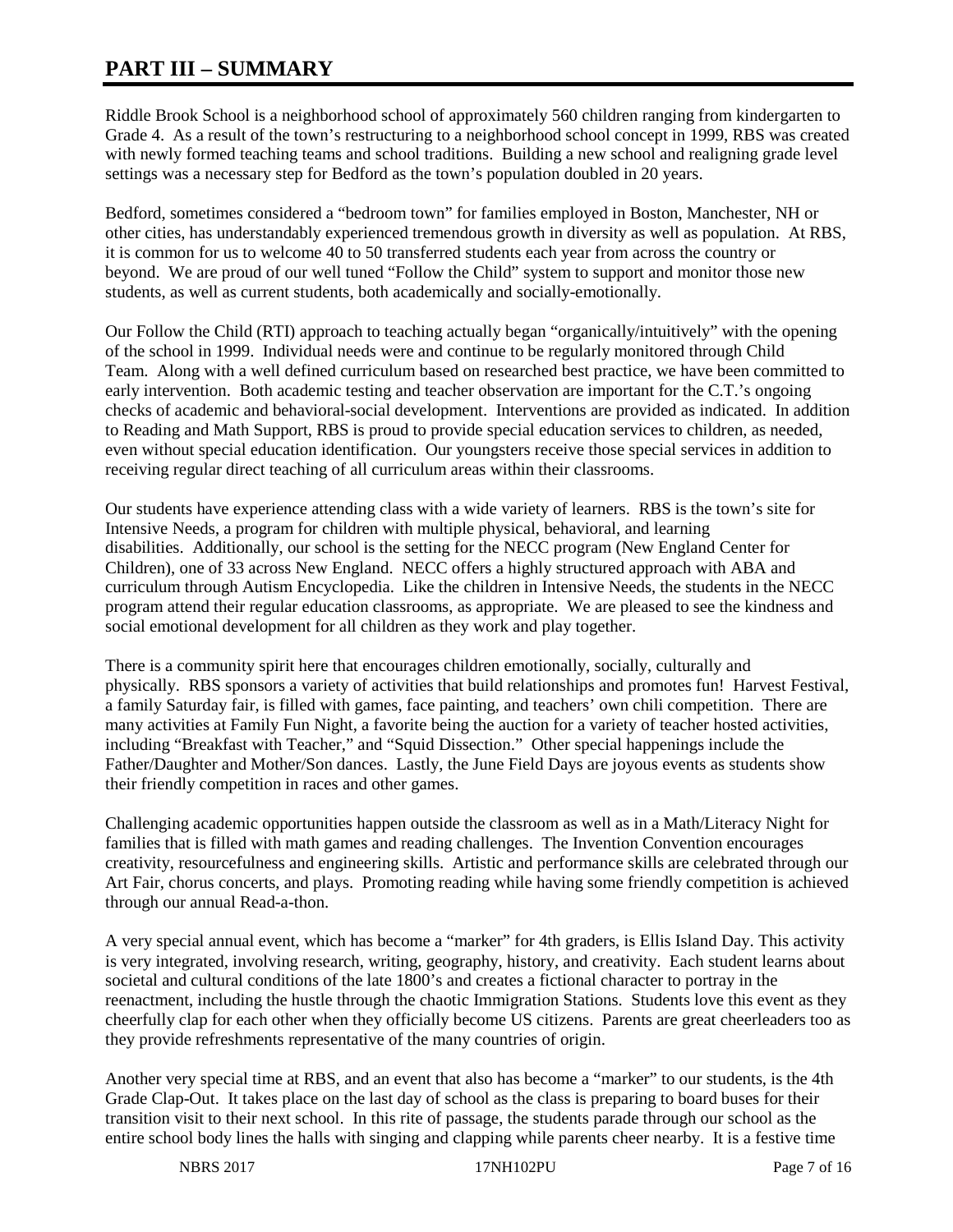# PART III – SUMMARY

Riddle Brook School is a neighborhood school of approximately 560 children ranging from kindergarten to Grade 4. As a result of the town's restructuring to a neighborhood school concept in 1999, RBS was created with newly formed teaching teams and school traditions. Building a new school and realigning grade level settings was a necessary step for Bedford as the town's population doubled in 20 years.

Bedford, sometimes considered a "bedroom town" for families employed in Boston, Manchester, NH or other cities, has understandably experienced tremendous growth in diversity as well as population. At RBS, it is common for us to welcome 40 to 50 transferred students each year from across the country or beyond. We are proud of our well tuned "Follow the Child" system to support and monitor those new students, as well as current students, both academically and socially-emotionally.

Our Follow the Child (RTI) approach to teaching actually began "organically/intuitively" with the opening of the school in 1999. Individual needs were and continue to be regularly monitored through Child Team. Along with a well defined curriculum based on researched best practice, we have been committed to early intervention. Both academic testing and teacher observation are important for the C.T.'s ongoing checks of academic and behavioral-social development. Interventions are provided as indicated. In addition to Reading and Math Support, RBS is proud to provide special education services to children, as needed, even without special education identification. Our youngsters receive those special services in addition to receiving regular direct teaching of all curriculum areas within their classrooms.

Our students have experience attending class with a wide variety of learners. RBS is the town's site for Intensive Needs, a program for children with multiple physical, behavioral, and learning disabilities. Additionally, our school is the setting for the NECC program (New England Center for Children), one of 33 across New England. NECC offers a highly structured approach with ABA and curriculum through Autism Encyclopedia. Like the children in Intensive Needs, the students in the NECC program attend their regular education classrooms, as appropriate. We are pleased to see the kindness and social emotional development for all children as they work and play together.

There is a community spirit here that encourages children emotionally, socially, culturally and physically. RBS sponsors a variety of activities that build relationships and promotes fun! Harvest Festival, a family Saturday fair, is filled with games, face painting, and teachers' own chili competition. There are many activities at Family Fun Night, a favorite being the auction for a variety of teacher hosted activities, including "Breakfast with Teacher," and "Squid Dissection." Other special happenings include the Father/Daughter and Mother/Son dances. Lastly, the June Field Days are joyous events as students show their friendly competition in races and other games.

Challenging academic opportunities happen outside the classroom as well as in a Math/Literacy Night for families that is filled with math games and reading challenges. The Invention Convention encourages creativity, resourcefulness and engineering skills. Artistic and performance skills are celebrated through our Art Fair, chorus concerts, and plays. Promoting reading while having some friendly competition is achieved through our annual Read-a-thon.

A very special annual event, which has become a "marker" for 4th graders, is Ellis Island Day. This activity is very integrated, involving research, writing, geography, history, and creativity. Each student learns about societal and cultural conditions of the late 1800's and creates a fictional character to portray in the reenactment, including the hustle through the chaotic Immigration Stations. Students love this event as they cheerfully clap for each other when they officially become US citizens. Parents are great cheerleaders too as they provide refreshments representative of the many countries of origin.

Another very special time at RBS, and an event that also has become a "marker" to our students, is the 4th Grade Clap-Out. It takes place on the last day of school as the class is preparing to board buses for their transition visit to their next school. In this rite of passage, the students parade through our school as the entire school body lines the halls with singing and clapping while parents cheer nearby. It is a festive time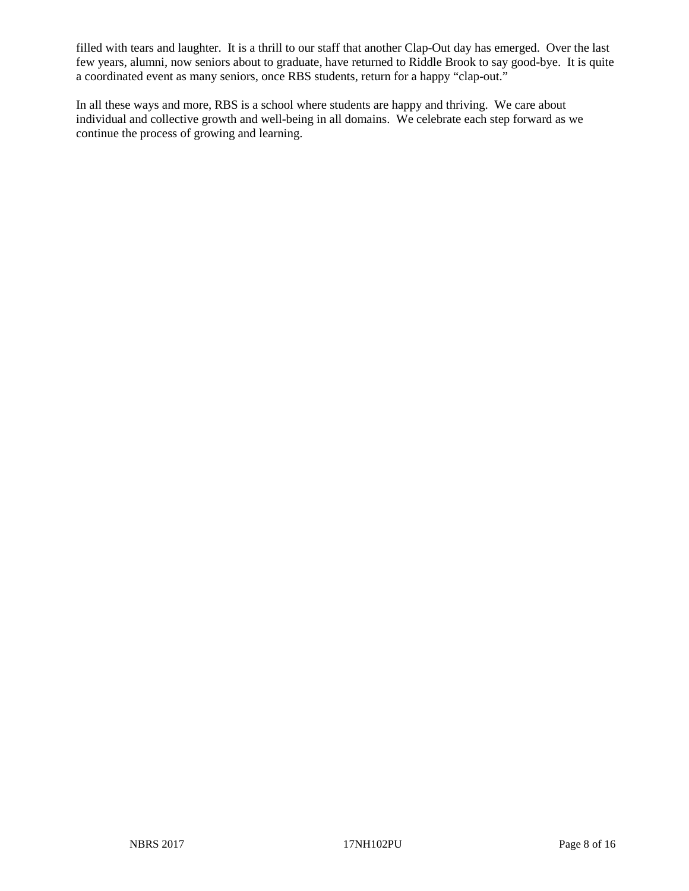filled with tears and laughter. It is a thrill to our staff that another Clap-Out day has emerged. Over the last few years, alumni, now seniors about to graduate, have returned to Riddle Brook to say good-bye. It is quite a coordinated event as many seniors, once RBS students, return for a happy "clap-out."

In all these ways and more, RBS is a school where students are happy and thriving. We care about individual and collective growth and well-being in all domains. We celebrate each step forward as we continue the process of growing and learning.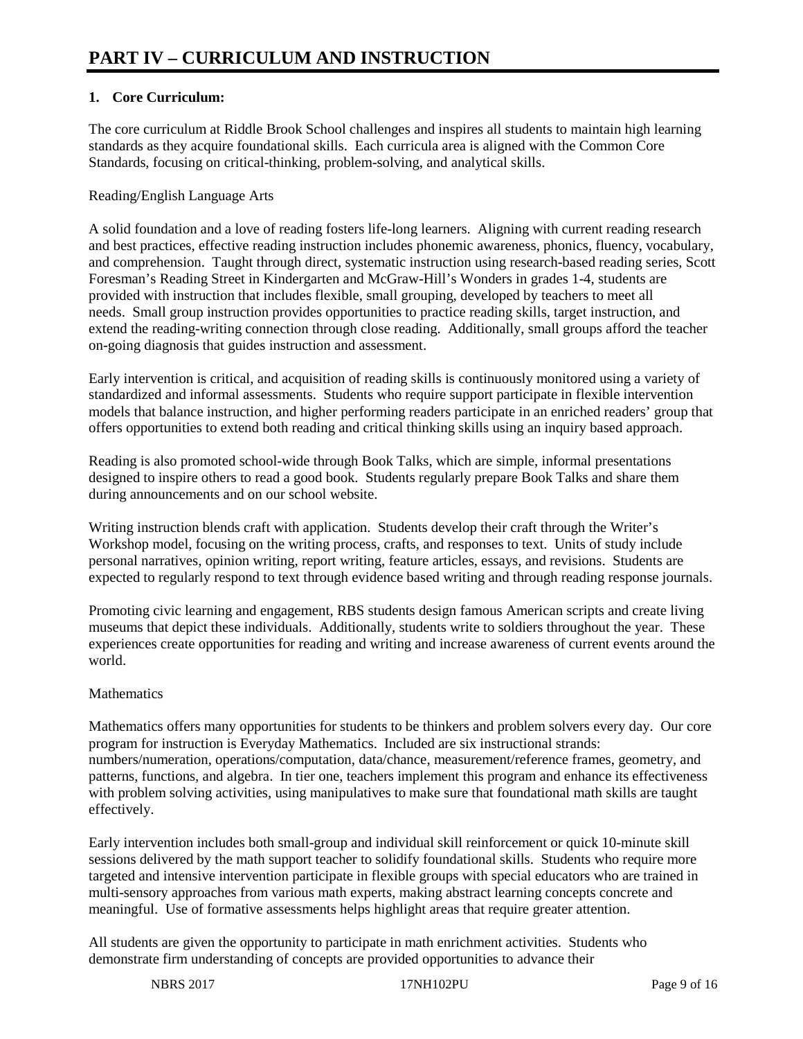# PART IV – CURRICULUM AND INSTRUCTION

**1. Core Curriculum:**

The core curriculum at Riddle Brook School challenges and inspires all students to maintain high learning standards as they acquire foundational skills. Each curricula area is aligned with the Common Core Standards, focusing on critical-thinking, problem-solving, and analytical skills.

Reading/English Language Arts

A solid foundation and a love of reading fosters life-long learners. Aligning with current reading research and best practices, effective reading instruction includes phonemic awareness, phonics, fluency, vocabulary, and comprehension. Taught through direct, systematic instruction using research-based reading series, Scott Foresman's Reading Street in Kindergarten and McGraw-Hill's Wonders in grades 1-4, students are provided with instruction that includes flexible, small grouping, developed by teachers to meet all needs. Small group instruction provides opportunities to practice reading skills, target instruction, and extend the reading-writing connection through close reading. Additionally, small groups afford the teacher on-going diagnosis that guides instruction and assessment.

Early intervention is critical, and acquisition of reading skills is continuously monitored using a variety of standardized and informal assessments. Students who require support participate in flexible intervention models that balance instruction, and higher performing readers participate in an enriched readers' group that offers opportunities to extend both reading and critical thinking skills using an inquiry based approach.

Reading is also promoted school-wide through Book Talks, which are simple, informal presentations designed to inspire others to read a good book. Students regularly prepare Book Talks and share them during announcements and on our school website.

Writing instruction blends craft with application. Students develop their craft through the Writer's Workshop model, focusing on the writing process, crafts, and responses to text. Units of study include personal narratives, opinion writing, report writing, feature articles, essays, and revisions. Students are expected to regularly respond to text through evidence based writing and through reading response journals.

Promoting civic learning and engagement, RBS students design famous American scripts and create living museums that depict these individuals. Additionally, students write to soldiers throughout the year. These experiences create opportunities for reading and writing and increase awareness of current events around the world.

Mathematics

Mathematics offers many opportunities for students to be thinkers and problem solvers every day. Our core program for instruction is Everyday Mathematics. Included are six instructional strands: numbers/numeration, operations/computation, data/chance, measurement/reference frames, geometry, and patterns, functions, and algebra. In tier one, teachers implement this program and enhance its effectiveness with problem solving activities, using manipulatives to make sure that foundational math skills are taught effectively.

Early intervention includes both small-group and individual skill reinforcement or quick 10-minute skill sessions delivered by the math support teacher to solidify foundational skills. Students who require more targeted and intensive intervention participate in flexible groups with special educators who are trained in multi-sensory approaches from various math experts, making abstract learning concepts concrete and meaningful. Use of formative assessments helps highlight areas that require greater attention.

All students are given the opportunity to participate in math enrichment activities. Students who demonstrate firm understanding of concepts are provided opportunities to advance their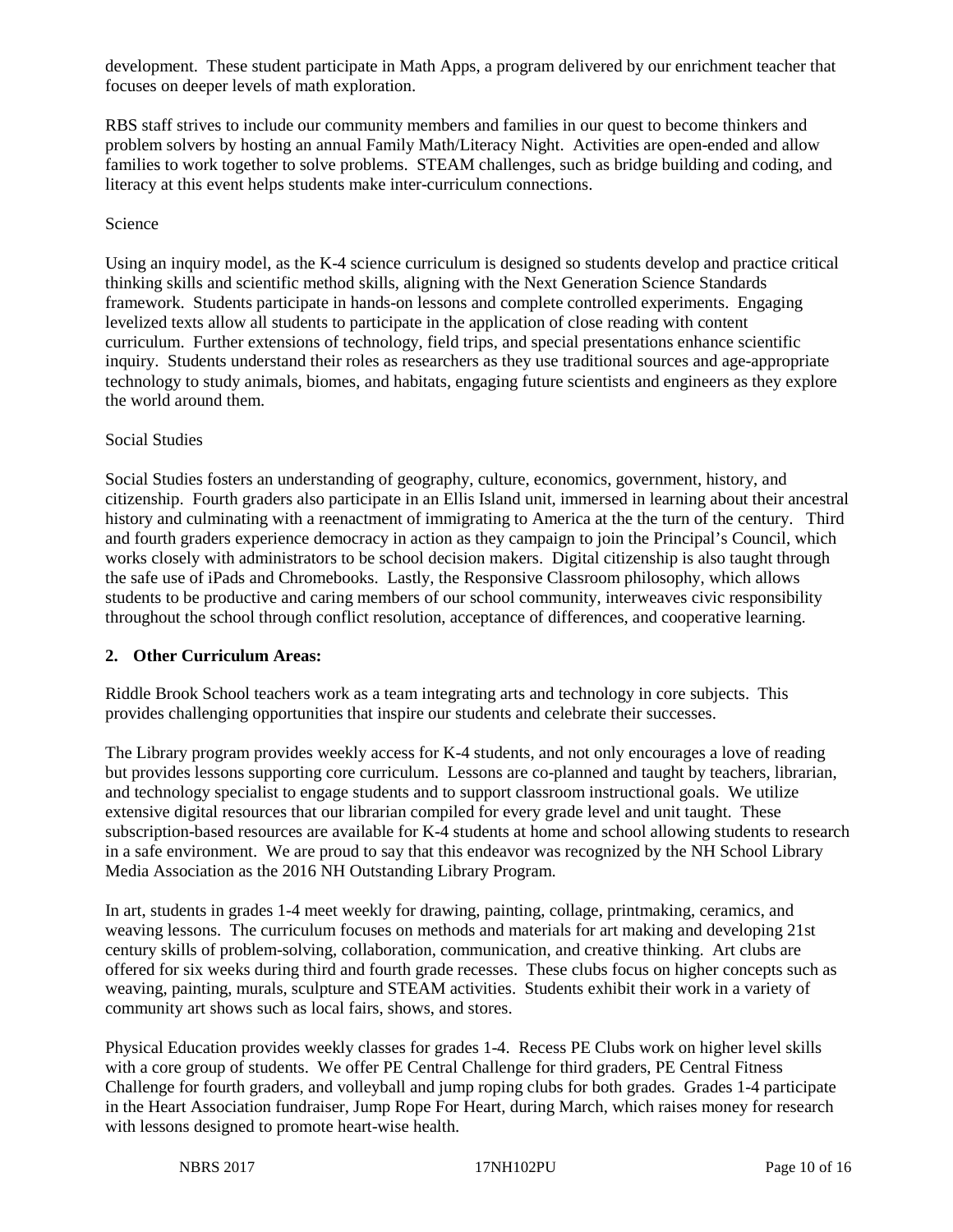development. These student participate in Math Apps, a program delivered by our enrichment teacher that focuses on deeper levels of math exploration.

RBS staff strives to include our community members and families in our quest to become thinkers and problem solvers by hosting an annual Family Math/Literacy Night. Activities are open-ended and allow families to work together to solve problems. STEAM challenges, such as bridge building and coding, and literacy at this event helps students make inter-curriculum connections.

Science

Using an inquiry model, as the K-4 science curriculum is designed so students develop and practice critical thinking skills and scientific method skills, aligning with the Next Generation Science Standards framework. Students participate in hands-on lessons and complete controlled experiments. Engaging levelized texts allow all students to participate in the application of close reading with content curriculum. Further extensions of technology, field trips, and special presentations enhance scientific inquiry. Students understand their roles as researchers as they use traditional sources and age-appropriate technology to study animals, biomes, and habitats, engaging future scientists and engineers as they explore the world around them.

Social Studies

Social Studies fosters an understanding of geography, culture, economics, government, history, and citizenship. Fourth graders also participate in an Ellis Island unit, immersed in learning about their ancestral history and culminating with a reenactment of immigrating to America at the the turn of the century. Third and fourth graders experience democracy in action as they campaign to join the Principal's Council, which works closely with administrators to be school decision makers. Digital citizenship is also taught through the safe use of iPads and Chromebooks. Lastly, the Responsive Classroom philosophy, which allows students to be productive and caring members of our school community, interweaves civic responsibility throughout the school through conflict resolution, acceptance of differences, and cooperative learning.

**2. Other Curriculum Areas:**

Riddle Brook School teachers work as a team integrating arts and technology in core subjects. This provides challenging opportunities that inspire our students and celebrate their successes.

The Library program provides weekly access for K-4 students, and not only encourages a love of reading but provides lessons supporting core curriculum. Lessons are co-planned and taught by teachers, librarian, and technology specialist to engage students and to support classroom instructional goals. We utilize extensive digital resources that our librarian compiled for every grade level and unit taught. These subscription-based resources are available for K-4 students at home and school allowing students to research in a safe environment. We are proud to say that this endeavor was recognized by the NH School Library Media Association as the 2016 NH Outstanding Library Program.

In art, students in grades 1-4 meet weekly for drawing, painting, collage, printmaking, ceramics, and weaving lessons. The curriculum focuses on methods and materials for art making and developing 21st century skills of problem-solving, collaboration, communication, and creative thinking. Art clubs are offered for six weeks during third and fourth grade recesses. These clubs focus on higher concepts such as weaving, painting, murals, sculpture and STEAM activities. Students exhibit their work in a variety of community art shows such as local fairs, shows, and stores.

Physical Education provides weekly classes for grades 1-4. Recess PE Clubs work on higher level skills with a core group of students. We offer PE Central Challenge for third graders, PE Central Fitness Challenge for fourth graders, and volleyball and jump roping clubs for both grades. Grades 1-4 participate in the Heart Association fundraiser, Jump Rope For Heart, during March, which raises money for research with lessons designed to promote heart-wise health.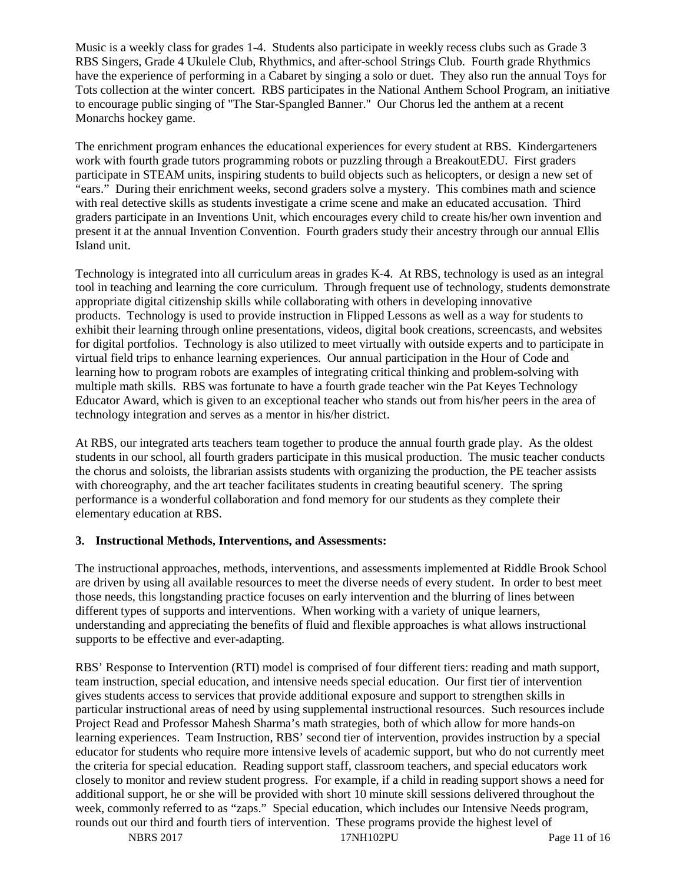Music is a weekly class for grades 1-4. Students also participate in weekly recess clubs such as Grade 3 RBS Singers, Grade 4 Ukulele Club, Rhythmics, and after-school Strings Club. Fourth grade Rhythmics have the experience of performing in a Cabaret by singing a solo or duet. They also run the annual Toys for Tots collection at the winter concert. RBS participates in the National Anthem School Program, an initiative to encourage public singing of "The Star-Spangled Banner." Our Chorus led the anthem at a recent Monarchs hockey game.

The enrichment program enhances the educational experiences for every student at RBS. Kindergarteners work with fourth grade tutors programming robots or puzzling through a BreakoutEDU. First graders participate in STEAM units, inspiring students to build objects such as helicopters, or design a new set of "ears." During their enrichment weeks, second graders solve a mystery. This combines math and science with real detective skills as students investigate a crime scene and make an educated accusation. Third graders participate in an Inventions Unit, which encourages every child to create his/her own invention and present it at the annual Invention Convention. Fourth graders study their ancestry through our annual Ellis Island unit.

Technology is integrated into all curriculum areas in grades K-4. At RBS, technology is used as an integral tool in teaching and learning the core curriculum. Through frequent use of technology, students demonstrate appropriate digital citizenship skills while collaborating with others in developing innovative products. Technology is used to provide instruction in Flipped Lessons as well as a way for students to exhibit their learning through online presentations, videos, digital book creations, screencasts, and websites for digital portfolios. Technology is also utilized to meet virtually with outside experts and to participate in virtual field trips to enhance learning experiences. Our annual participation in the Hour of Code and learning how to program robots are examples of integrating critical thinking and problem-solving with multiple math skills. RBS was fortunate to have a fourth grade teacher win the Pat Keyes Technology Educator Award, which is given to an exceptional teacher who stands out from his/her peers in the area of technology integration and serves as a mentor in his/her district.

At RBS, our integrated arts teachers team together to produce the annual fourth grade play. As the oldest students in our school, all fourth graders participate in this musical production. The music teacher conducts the chorus and soloists, the librarian assists students with organizing the production, the PE teacher assists with choreography, and the art teacher facilitates students in creating beautiful scenery. The spring performance is a wonderful collaboration and fond memory for our students as they complete their elementary education at RBS.

### 3. Instructional Methods, Interventions, and Assessments:

The instructional approaches, methods, interventions, and assessments implemented at Riddle Brook School are driven by using all available resources to meet the diverse needs of every student. In order to best meet those needs, this longstanding practice focuses on early intervention and the blurring of lines between different types of supports and interventions. When working with a variety of unique learners, understanding and appreciating the benefits of fluid and flexible approaches is what allows instructional supports to be effective and ever-adapting.

RBS' Response to Intervention (RTI) model is comprised of four different tiers: reading and math support, team instruction, special education, and intensive needs special education. Our first tier of intervention gives students access to services that provide additional exposure and support to strengthen skills in particular instructional areas of need by using supplemental instructional resources. Such resources include Project Read and Professor Mahesh Sharma's math strategies, both of which allow for more hands-on learning experiences. Team Instruction, RBS' second tier of intervention, provides instruction by a special educator for students who require more intensive levels of academic support, but who do not currently meet the criteria for special education. Reading support staff, classroom teachers, and special educators work closely to monitor and review student progress. For example, if a child in reading support shows a need for additional support, he or she will be provided with short 10 minute skill sessions delivered throughout the week, commonly referred to as "zaps." Special education, which includes our Intensive Needs program, rounds out our third and fourth tiers of intervention. These programs provide the highest level of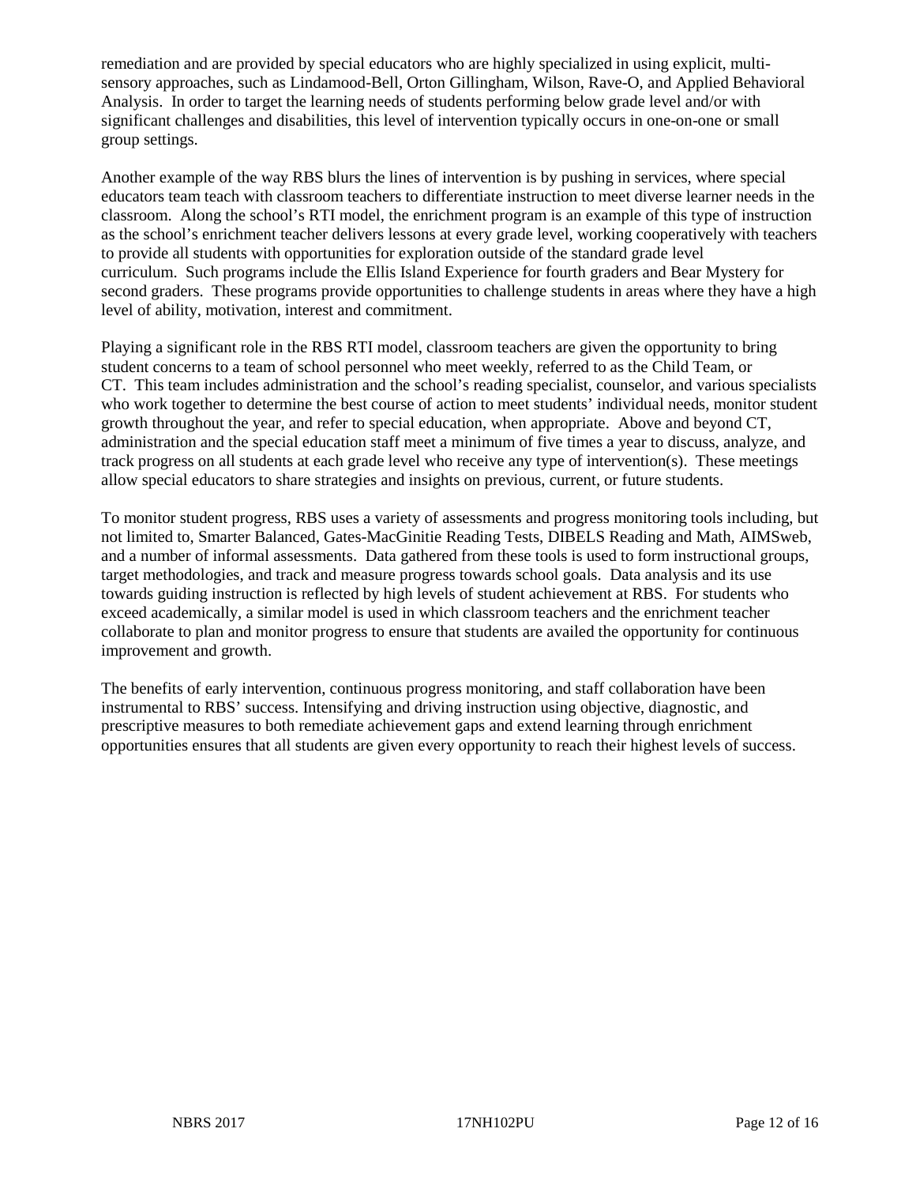remediation and are provided by special educators who are highly specialized in using explicit, multi-sensory approaches, such as Lindamood-Bell, Orton Gillingham, Wilson, Rave-O, and Applied Behavioral Analysis. In order to target the learning needs of students performing below grade level and/or with significant challenges and disabilities, this level of intervention typically occurs in one-on-one or small group settings.

Another example of the way RBS blurs the lines of intervention is by pushing in services, where special educators team teach with classroom teachers to differentiate instruction to meet diverse learner needs in the classroom. Along the school's RTI model, the enrichment program is an example of this type of instruction as the school's enrichment teacher delivers lessons at every grade level, working cooperatively with teachers to provide all students with opportunities for exploration outside of the standard grade level curriculum. Such programs include the Ellis Island Experience for fourth graders and Bear Mystery for second graders. These programs provide opportunities to challenge students in areas where they have a high level of ability, motivation, interest and commitment.

Playing a significant role in the RBS RTI model, classroom teachers are given the opportunity to bring student concerns to a team of school personnel who meet weekly, referred to as the Child Team, or CT. This team includes administration and the school's reading specialist, counselor, and various specialists who work together to determine the best course of action to meet students' individual needs, monitor student growth throughout the year, and refer to special education, when appropriate. Above and beyond CT, administration and the special education staff meet a minimum of five times a year to discuss, analyze, and track progress on all students at each grade level who receive any type of intervention(s). These meetings allow special educators to share strategies and insights on previous, current, or future students.

To monitor student progress, RBS uses a variety of assessments and progress monitoring tools including, but not limited to, Smarter Balanced, Gates-MacGinitie Reading Tests, DIBELS Reading and Math, AIMSweb, and a number of informal assessments. Data gathered from these tools is used to form instructional groups, target methodologies, and track and measure progress towards school goals. Data analysis and its use towards guiding instruction is reflected by high levels of student achievement at RBS. For students who exceed academically, a similar model is used in which classroom teachers and the enrichment teacher collaborate to plan and monitor progress to ensure that students are availed the opportunity for continuous improvement and growth.

The benefits of early intervention, continuous progress monitoring, and staff collaboration have been instrumental to RBS' success. Intensifying and driving instruction using objective, diagnostic, and prescriptive measures to both remediate achievement gaps and extend learning through enrichment opportunities ensures that all students are given every opportunity to reach their highest levels of success.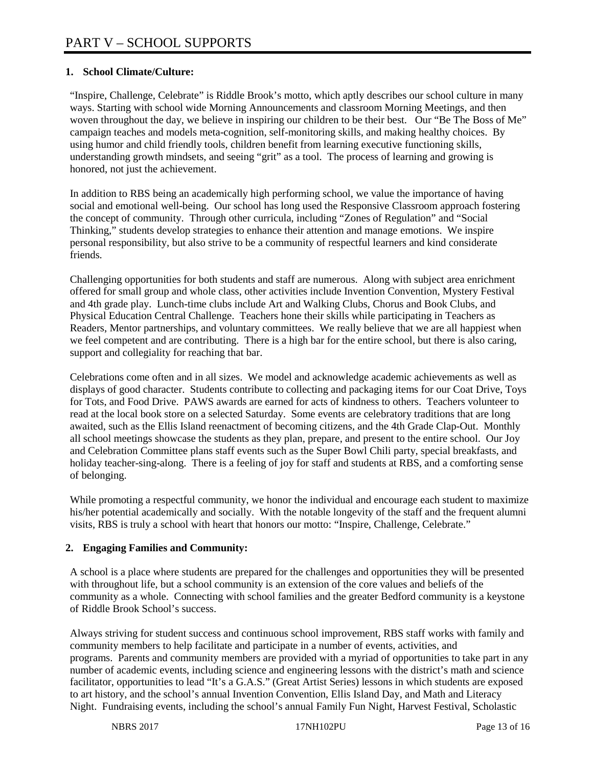# PART V – SCHOOL SUPPORTS

**1. School Climate/Culture:**

"Inspire, Challenge, Celebrate" is Riddle Brook's motto, which aptly describes our school culture in many ways. Starting with school wide Morning Announcements and classroom Morning Meetings, and then woven throughout the day, we believe in inspiring our children to be their best. Our "Be The Boss of Me" campaign teaches and models meta-cognition, self-monitoring skills, and making healthy choices. By using humor and child friendly tools, children benefit from learning executive functioning skills, understanding growth mindsets, and seeing "grit" as a tool. The process of learning and growing is honored, not just the achievement.

In addition to RBS being an academically high performing school, we value the importance of having social and emotional well-being. Our school has long used the Responsive Classroom approach fostering the concept of community. Through other curricula, including "Zones of Regulation" and "Social Thinking," students develop strategies to enhance their attention and manage emotions. We inspire personal responsibility, but also strive to be a community of respectful learners and kind considerate friends.

Challenging opportunities for both students and staff are numerous. Along with subject area enrichment offered for small group and whole class, other activities include Invention Convention, Mystery Festival and 4th grade play. Lunch-time clubs include Art and Walking Clubs, Chorus and Book Clubs, and Physical Education Central Challenge. Teachers hone their skills while participating in Teachers as Readers, Mentor partnerships, and voluntary committees. We really believe that we are all happiest when we feel competent and are contributing. There is a high bar for the entire school, but there is also caring, support and collegiality for reaching that bar.

Celebrations come often and in all sizes. We model and acknowledge academic achievements as well as displays of good character. Students contribute to collecting and packaging items for our Coat Drive, Toys for Tots, and Food Drive. PAWS awards are earned for acts of kindness to others. Teachers volunteer to read at the local book store on a selected Saturday. Some events are celebratory traditions that are long awaited, such as the Ellis Island reenactment of becoming citizens, and the 4th Grade Clap-Out. Monthly all school meetings showcase the students as they plan, prepare, and present to the entire school. Our Joy and Celebration Committee plans staff events such as the Super Bowl Chili party, special breakfasts, and holiday teacher-sing-along. There is a feeling of joy for staff and students at RBS, and a comforting sense of belonging.

While promoting a respectful community, we honor the individual and encourage each student to maximize his/her potential academically and socially. With the notable longevity of the staff and the frequent alumni visits, RBS is truly a school with heart that honors our motto: "Inspire, Challenge, Celebrate."

**2. Engaging Families and Community:**

A school is a place where students are prepared for the challenges and opportunities they will be presented with throughout life, but a school community is an extension of the core values and beliefs of the community as a whole. Connecting with school families and the greater Bedford community is a keystone of Riddle Brook School's success.

Always striving for student success and continuous school improvement, RBS staff works with family and community members to help facilitate and participate in a number of events, activities, and programs. Parents and community members are provided with a myriad of opportunities to take part in any number of academic events, including science and engineering lessons with the district's math and science facilitator, opportunities to lead "It's a G.A.S." (Great Artist Series) lessons in which students are exposed to art history, and the school's annual Invention Convention, Ellis Island Day, and Math and Literacy Night. Fundraising events, including the school's annual Family Fun Night, Harvest Festival, Scholastic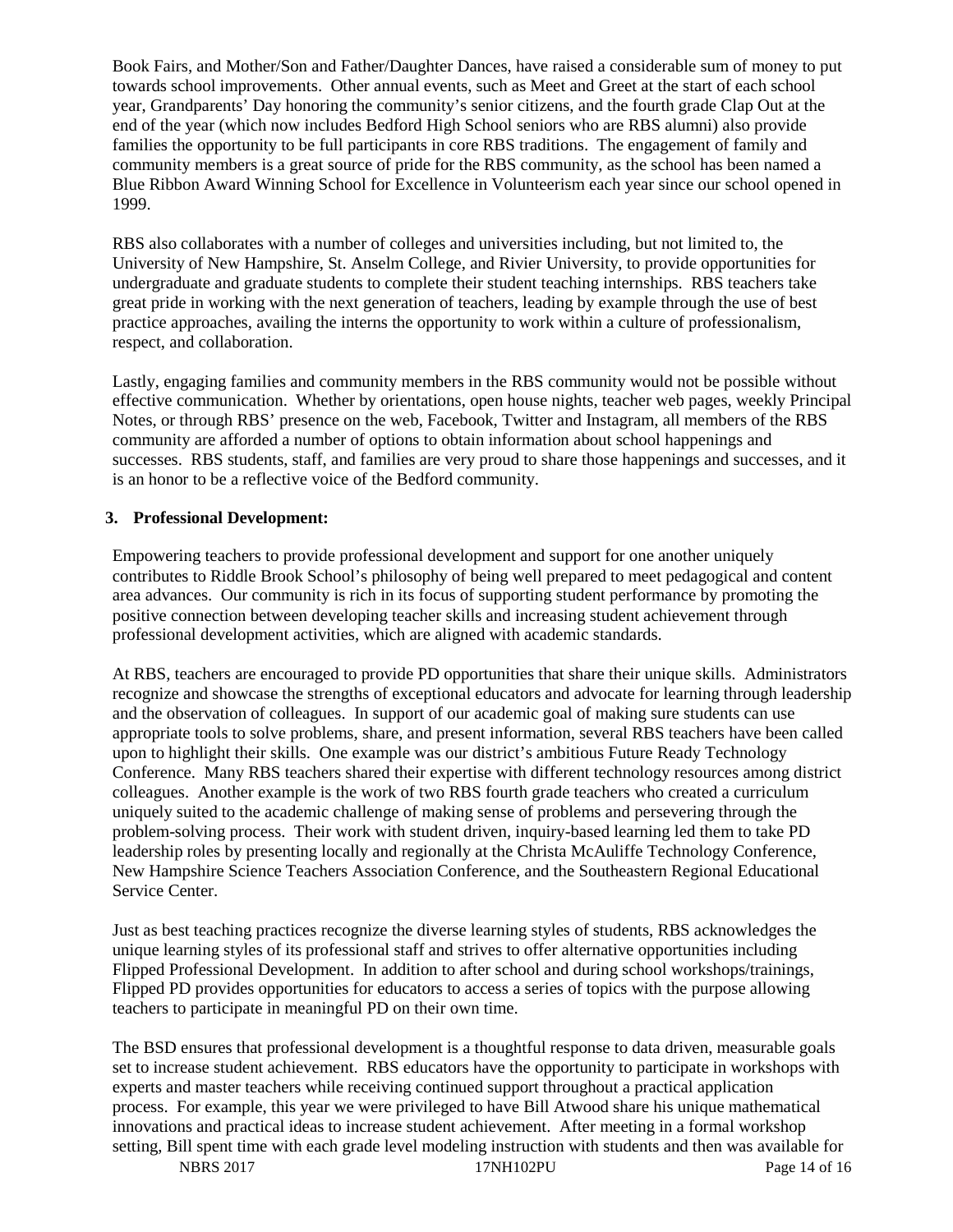Book Fairs, and Mother/Son and Father/Daughter Dances, have raised a considerable sum of money to put towards school improvements. Other annual events, such as Meet and Greet at the start of each school year, Grandparents' Day honoring the community's senior citizens, and the fourth grade Clap Out at the end of the year (which now includes Bedford High School seniors who are RBS alumni) also provide families the opportunity to be full participants in core RBS traditions. The engagement of family and community members is a great source of pride for the RBS community, as the school has been named a Blue Ribbon Award Winning School for Excellence in Volunteerism each year since our school opened in 1999.

RBS also collaborates with a number of colleges and universities including, but not limited to, the University of New Hampshire, St. Anselm College, and Rivier University, to provide opportunities for undergraduate and graduate students to complete their student teaching internships. RBS teachers take great pride in working with the next generation of teachers, leading by example through the use of best practice approaches, availing the interns the opportunity to work within a culture of professionalism, respect, and collaboration.

Lastly, engaging families and community members in the RBS community would not be possible without effective communication. Whether by orientations, open house nights, teacher web pages, weekly Principal Notes, or through RBS' presence on the web, Facebook, Twitter and Instagram, all members of the RBS community are afforded a number of options to obtain information about school happenings and successes. RBS students, staff, and families are very proud to share those happenings and successes, and it is an honor to be a reflective voice of the Bedford community.

**3. Professional Development:**

Empowering teachers to provide professional development and support for one another uniquely contributes to Riddle Brook School's philosophy of being well prepared to meet pedagogical and content area advances. Our community is rich in its focus of supporting student performance by promoting the positive connection between developing teacher skills and increasing student achievement through professional development activities, which are aligned with academic standards.

At RBS, teachers are encouraged to provide PD opportunities that share their unique skills. Administrators recognize and showcase the strengths of exceptional educators and advocate for learning through leadership and the observation of colleagues. In support of our academic goal of making sure students can use appropriate tools to solve problems, share, and present information, several RBS teachers have been called upon to highlight their skills. One example was our district's ambitious Future Ready Technology Conference. Many RBS teachers shared their expertise with different technology resources among district colleagues. Another example is the work of two RBS fourth grade teachers who created a curriculum uniquely suited to the academic challenge of making sense of problems and persevering through the problem-solving process. Their work with student driven, inquiry-based learning led them to take PD leadership roles by presenting locally and regionally at the Christa McAuliffe Technology Conference, New Hampshire Science Teachers Association Conference, and the Southeastern Regional Educational Service Center.

Just as best teaching practices recognize the diverse learning styles of students, RBS acknowledges the unique learning styles of its professional staff and strives to offer alternative opportunities including Flipped Professional Development. In addition to after school and during school workshops/trainings, Flipped PD provides opportunities for educators to access a series of topics with the purpose allowing teachers to participate in meaningful PD on their own time.

The BSD ensures that professional development is a thoughtful response to data driven, measurable goals set to increase student achievement. RBS educators have the opportunity to participate in workshops with experts and master teachers while receiving continued support throughout a practical application process. For example, this year we were privileged to have Bill Atwood share his unique mathematical innovations and practical ideas to increase student achievement. After meeting in a formal workshop setting, Bill spent time with each grade level modeling instruction with students and then was available for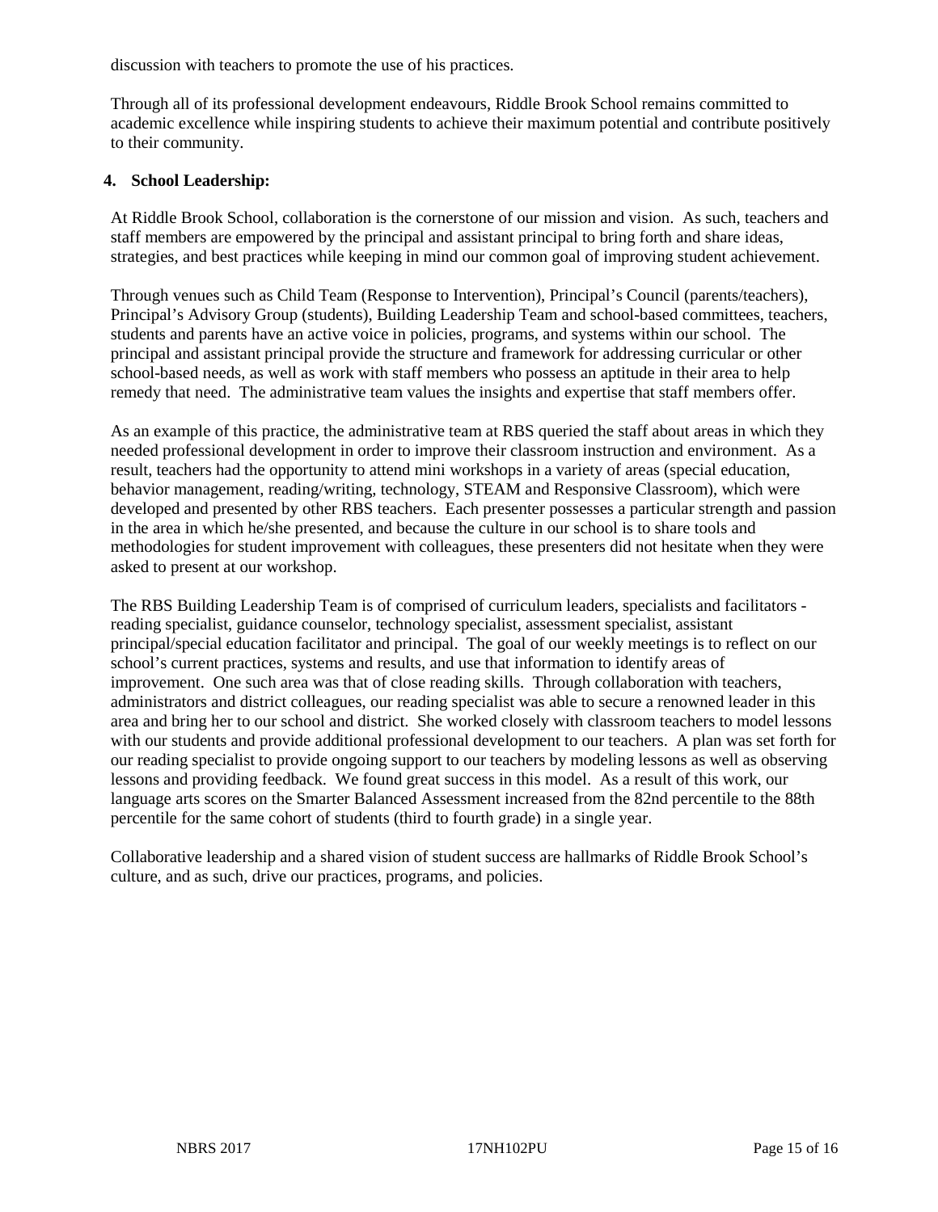discussion with teachers to promote the use of his practices.

Through all of its professional development endeavours, Riddle Brook School remains committed to academic excellence while inspiring students to achieve their maximum potential and contribute positively to their community.

**4. School Leadership:**

At Riddle Brook School, collaboration is the cornerstone of our mission and vision. As such, teachers and staff members are empowered by the principal and assistant principal to bring forth and share ideas, strategies, and best practices while keeping in mind our common goal of improving student achievement.

Through venues such as Child Team (Response to Intervention), Principal's Council (parents/teachers), Principal's Advisory Group (students), Building Leadership Team and school-based committees, teachers, students and parents have an active voice in policies, programs, and systems within our school. The principal and assistant principal provide the structure and framework for addressing curricular or other school-based needs, as well as work with staff members who possess an aptitude in their area to help remedy that need. The administrative team values the insights and expertise that staff members offer.

As an example of this practice, the administrative team at RBS queried the staff about areas in which they needed professional development in order to improve their classroom instruction and environment. As a result, teachers had the opportunity to attend mini workshops in a variety of areas (special education, behavior management, reading/writing, technology, STEAM and Responsive Classroom), which were developed and presented by other RBS teachers. Each presenter possesses a particular strength and passion in the area in which he/she presented, and because the culture in our school is to share tools and methodologies for student improvement with colleagues, these presenters did not hesitate when they were asked to present at our workshop.

The RBS Building Leadership Team is of comprised of curriculum leaders, specialists and facilitators - reading specialist, guidance counselor, technology specialist, assessment specialist, assistant principal/special education facilitator and principal. The goal of our weekly meetings is to reflect on our school's current practices, systems and results, and use that information to identify areas of improvement. One such area was that of close reading skills. Through collaboration with teachers, administrators and district colleagues, our reading specialist was able to secure a renowned leader in this area and bring her to our school and district. She worked closely with classroom teachers to model lessons with our students and provide additional professional development to our teachers. A plan was set forth for our reading specialist to provide ongoing support to our teachers by modeling lessons as well as observing lessons and providing feedback. We found great success in this model. As a result of this work, our language arts scores on the Smarter Balanced Assessment increased from the 82nd percentile to the 88th percentile for the same cohort of students (third to fourth grade) in a single year.

Collaborative leadership and a shared vision of student success are hallmarks of Riddle Brook School's culture, and as such, drive our practices, programs, and policies.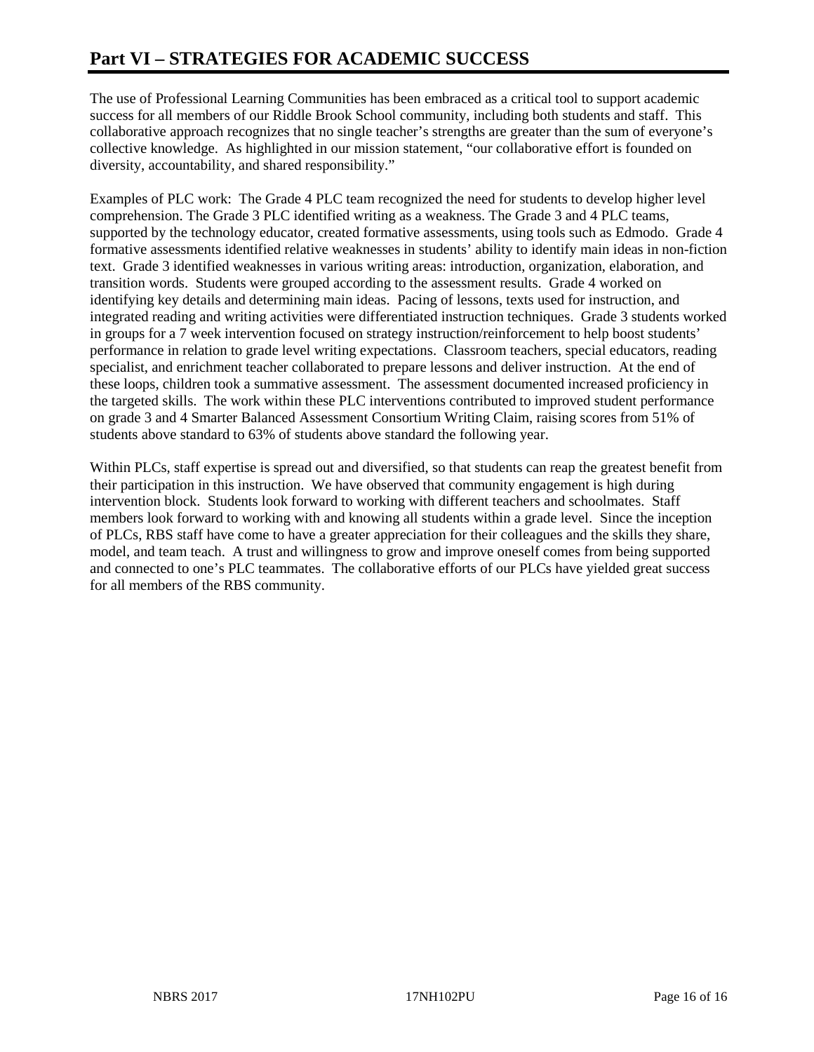# Part VI – STRATEGIES FOR ACADEMIC SUCCESS

The use of Professional Learning Communities has been embraced as a critical tool to support academic success for all members of our Riddle Brook School community, including both students and staff. This collaborative approach recognizes that no single teacher's strengths are greater than the sum of everyone's collective knowledge. As highlighted in our mission statement, "our collaborative effort is founded on diversity, accountability, and shared responsibility."

Examples of PLC work: The Grade 4 PLC team recognized the need for students to develop higher level comprehension. The Grade 3 PLC identified writing as a weakness. The Grade 3 and 4 PLC teams, supported by the technology educator, created formative assessments, using tools such as Edmodo. Grade 4 formative assessments identified relative weaknesses in students' ability to identify main ideas in non-fiction text. Grade 3 identified weaknesses in various writing areas: introduction, organization, elaboration, and transition words. Students were grouped according to the assessment results. Grade 4 worked on identifying key details and determining main ideas. Pacing of lessons, texts used for instruction, and integrated reading and writing activities were differentiated instruction techniques. Grade 3 students worked in groups for a 7 week intervention focused on strategy instruction/reinforcement to help boost students' performance in relation to grade level writing expectations. Classroom teachers, special educators, reading specialist, and enrichment teacher collaborated to prepare lessons and deliver instruction. At the end of these loops, children took a summative assessment. The assessment documented increased proficiency in the targeted skills. The work within these PLC interventions contributed to improved student performance on grade 3 and 4 Smarter Balanced Assessment Consortium Writing Claim, raising scores from 51% of students above standard to 63% of students above standard the following year.

Within PLCs, staff expertise is spread out and diversified, so that students can reap the greatest benefit from their participation in this instruction. We have observed that community engagement is high during intervention block. Students look forward to working with different teachers and schoolmates. Staff members look forward to working with and knowing all students within a grade level. Since the inception of PLCs, RBS staff have come to have a greater appreciation for their colleagues and the skills they share, model, and team teach. A trust and willingness to grow and improve oneself comes from being supported and connected to one's PLC teammates. The collaborative efforts of our PLCs have yielded great success for all members of the RBS community.